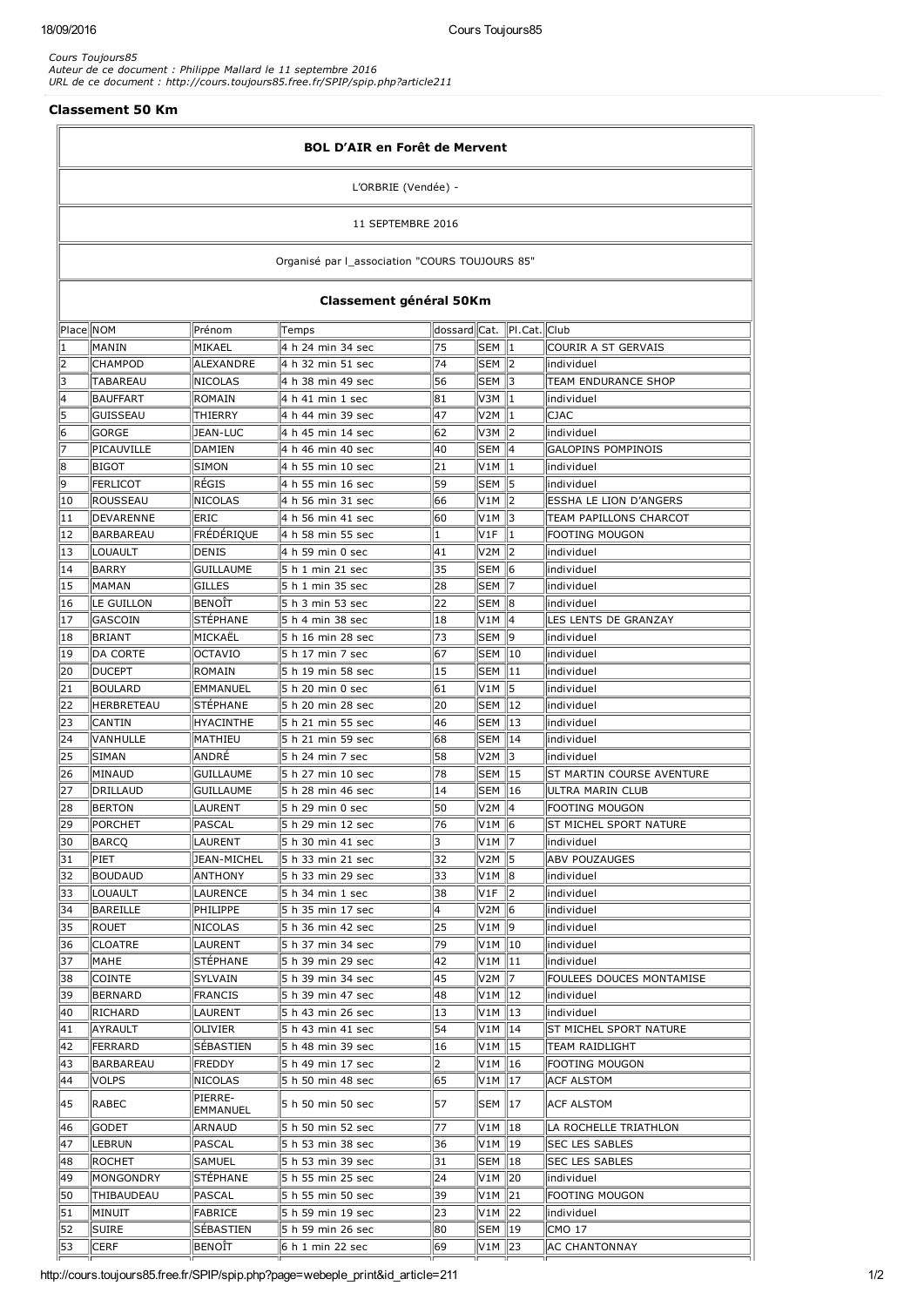*Cours Toujours85*
*Auteur de ce document : Philippe Mallard le 11 septembre 2016*
*URL de ce document : http://cours.toujours85.free.fr/SPIP/spip.php?article211*

## Classement 50 Km

**BOL D'AIR en Forêt de Mervent**

L'ORBRIE (Vendée) -

11 SEPTEMBRE 2016

Organisé par l_association "COURS TOUJOURS 85"

**Classement général 50Km**

| Place | NOM | Prénom | Temps | dossard | Cat. | Pl.Cat. | Club |
|---|---|---|---|---|---|---|---|
| 1 | MANIN | MIKAEL | 4 h 24 min 34 sec | 75 | SEM | 1 | COURIR A ST GERVAIS |
| 2 | CHAMPOD | ALEXANDRE | 4 h 32 min 51 sec | 74 | SEM | 2 | individuel |
| 3 | TABAREAU | NICOLAS | 4 h 38 min 49 sec | 56 | SEM | 3 | TEAM ENDURANCE SHOP |
| 4 | BAUFFART | ROMAIN | 4 h 41 min 1 sec | 81 | V3M | 1 | individuel |
| 5 | GUISSEAU | THIERRY | 4 h 44 min 39 sec | 47 | V2M | 1 | CJAC |
| 6 | GORGE | JEAN-LUC | 4 h 45 min 14 sec | 62 | V3M | 2 | individuel |
| 7 | PICAUVILLE | DAMIEN | 4 h 46 min 40 sec | 40 | SEM | 4 | GALOPINS POMPINOIS |
| 8 | BIGOT | SIMON | 4 h 55 min 10 sec | 21 | V1M | 1 | individuel |
| 9 | FERLICOT | RÉGIS | 4 h 55 min 16 sec | 59 | SEM | 5 | individuel |
| 10 | ROUSSEAU | NICOLAS | 4 h 56 min 31 sec | 66 | V1M | 2 | ESSHA LE LION D'ANGERS |
| 11 | DEVARENNE | ERIC | 4 h 56 min 41 sec | 60 | V1M | 3 | TEAM PAPILLONS CHARCOT |
| 12 | BARBAREAU | FRÉDÉRIQUE | 4 h 58 min 55 sec | 1 | V1F | 1 | FOOTING MOUGON |
| 13 | LOUAULT | DENIS | 4 h 59 min 0 sec | 41 | V2M | 2 | individuel |
| 14 | BARRY | GUILLAUME | 5 h 1 min 21 sec | 35 | SEM | 6 | individuel |
| 15 | MAMAN | GILLES | 5 h 1 min 35 sec | 28 | SEM | 7 | individuel |
| 16 | LE GUILLON | BENOÎT | 5 h 3 min 53 sec | 22 | SEM | 8 | individuel |
| 17 | GASCOIN | STÉPHANE | 5 h 4 min 38 sec | 18 | V1M | 4 | LES LENTS DE GRANZAY |
| 18 | BRIANT | MICKAËL | 5 h 16 min 28 sec | 73 | SEM | 9 | individuel |
| 19 | DA CORTE | OCTAVIO | 5 h 17 min 7 sec | 67 | SEM | 10 | individuel |
| 20 | DUCEPT | ROMAIN | 5 h 19 min 58 sec | 15 | SEM | 11 | individuel |
| 21 | BOULARD | EMMANUEL | 5 h 20 min 0 sec | 61 | V1M | 5 | individuel |
| 22 | HERBRETEAU | STÉPHANE | 5 h 20 min 28 sec | 20 | SEM | 12 | individuel |
| 23 | CANTIN | HYACINTHE | 5 h 21 min 55 sec | 46 | SEM | 13 | individuel |
| 24 | VANHULLE | MATHIEU | 5 h 21 min 59 sec | 68 | SEM | 14 | individuel |
| 25 | SIMAN | ANDRÉ | 5 h 24 min 7 sec | 58 | V2M | 3 | individuel |
| 26 | MINAUD | GUILLAUME | 5 h 27 min 10 sec | 78 | SEM | 15 | ST MARTIN COURSE AVENTURE |
| 27 | DRILLAUD | GUILLAUME | 5 h 28 min 46 sec | 14 | SEM | 16 | ULTRA MARIN CLUB |
| 28 | BERTON | LAURENT | 5 h 29 min 0 sec | 50 | V2M | 4 | FOOTING MOUGON |
| 29 | PORCHET | PASCAL | 5 h 29 min 12 sec | 76 | V1M | 6 | ST MICHEL SPORT NATURE |
| 30 | BARCQ | LAURENT | 5 h 30 min 41 sec | 3 | V1M | 7 | individuel |
| 31 | PIET | JEAN-MICHEL | 5 h 33 min 21 sec | 32 | V2M | 5 | ABV POUZAUGES |
| 32 | BOUDAUD | ANTHONY | 5 h 33 min 29 sec | 33 | V1M | 8 | individuel |
| 33 | LOUAULT | LAURENCE | 5 h 34 min 1 sec | 38 | V1F | 2 | individuel |
| 34 | BAREILLE | PHILIPPE | 5 h 35 min 17 sec | 4 | V2M | 6 | individuel |
| 35 | ROUET | NICOLAS | 5 h 36 min 42 sec | 25 | V1M | 9 | individuel |
| 36 | CLOATRE | LAURENT | 5 h 37 min 34 sec | 79 | V1M | 10 | individuel |
| 37 | MAHE | STÉPHANE | 5 h 39 min 29 sec | 42 | V1M | 11 | individuel |
| 38 | COINTE | SYLVAIN | 5 h 39 min 34 sec | 45 | V2M | 7 | FOULEES DOUCES MONTAMISE |
| 39 | BERNARD | FRANCIS | 5 h 39 min 47 sec | 48 | V1M | 12 | individuel |
| 40 | RICHARD | LAURENT | 5 h 43 min 26 sec | 13 | V1M | 13 | individuel |
| 41 | AYRAULT | OLIVIER | 5 h 43 min 41 sec | 54 | V1M | 14 | ST MICHEL SPORT NATURE |
| 42 | FERRARD | SÉBASTIEN | 5 h 48 min 39 sec | 16 | V1M | 15 | TEAM RAIDLIGHT |
| 43 | BARBAREAU | FREDDY | 5 h 49 min 17 sec | 2 | V1M | 16 | FOOTING MOUGON |
| 44 | VOLPS | NICOLAS | 5 h 50 min 48 sec | 65 | V1M | 17 | ACF ALSTOM |
| 45 | RABEC | PIERRE-EMMANUEL | 5 h 50 min 50 sec | 57 | SEM | 17 | ACF ALSTOM |
| 46 | GODET | ARNAUD | 5 h 50 min 52 sec | 77 | V1M | 18 | LA ROCHELLE TRIATHLON |
| 47 | LEBRUN | PASCAL | 5 h 53 min 38 sec | 36 | V1M | 19 | SEC LES SABLES |
| 48 | ROCHET | SAMUEL | 5 h 53 min 39 sec | 31 | SEM | 18 | SEC LES SABLES |
| 49 | MONGONDRY | STÉPHANE | 5 h 55 min 25 sec | 24 | V1M | 20 | individuel |
| 50 | THIBAUDEAU | PASCAL | 5 h 55 min 50 sec | 39 | V1M | 21 | FOOTING MOUGON |
| 51 | MINUIT | FABRICE | 5 h 59 min 19 sec | 23 | V1M | 22 | individuel |
| 52 | SUIRE | SÉBASTIEN | 5 h 59 min 26 sec | 80 | SEM | 19 | CMO 17 |
| 53 | CERF | BENOÎT | 6 h 1 min 22 sec | 69 | V1M | 23 | AC CHANTONNAY |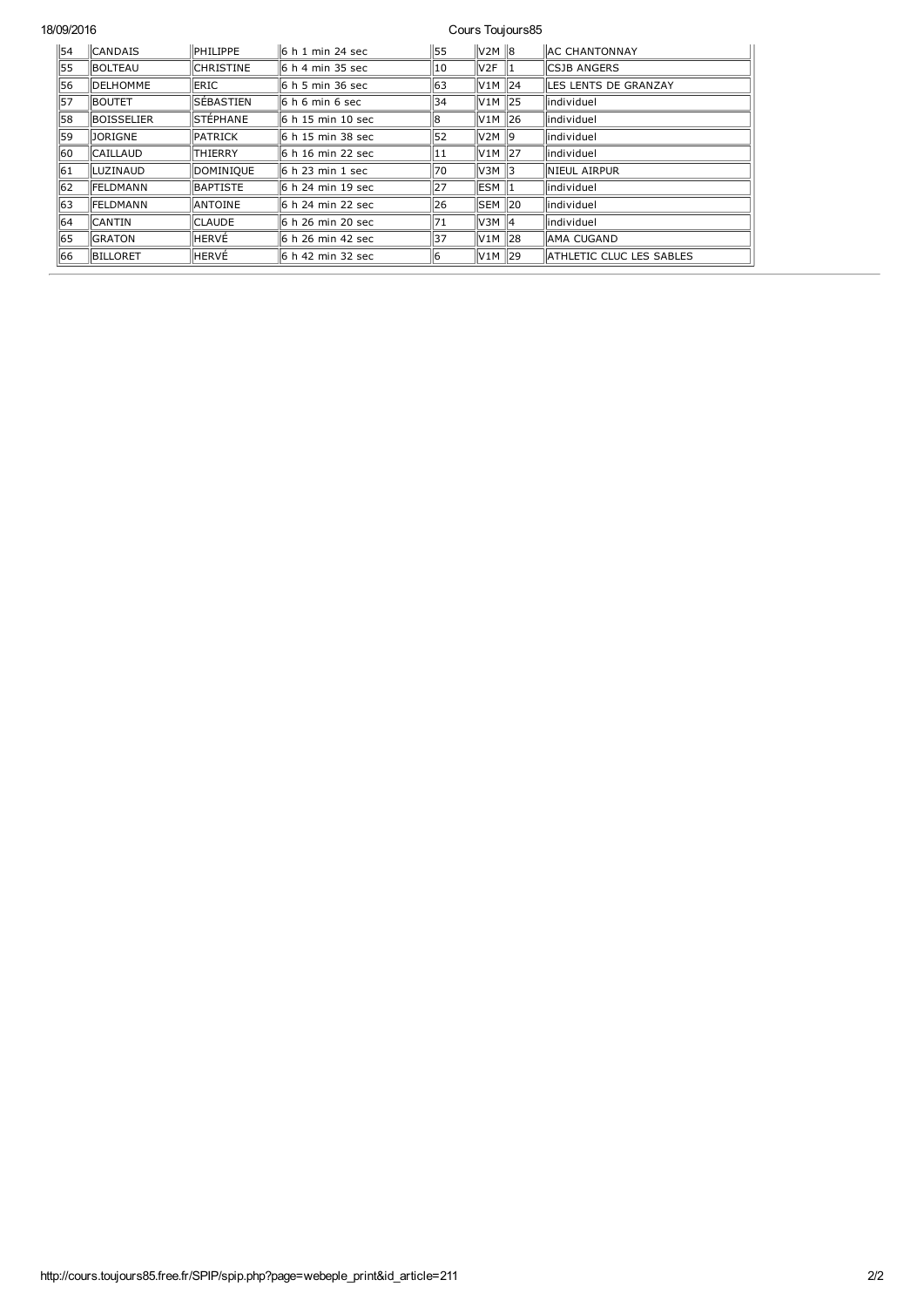| | | | | | | | |
|---|---|---|---|---|---|---|---|
| 54 | CANDAIS | PHILIPPE | 6 h 1 min 24 sec | 55 | V2M | 8 | AC CHANTONNAY |
| 55 | BOLTEAU | CHRISTINE | 6 h 4 min 35 sec | 10 | V2F | 1 | CSJB ANGERS |
| 56 | DELHOMME | ERIC | 6 h 5 min 36 sec | 63 | V1M | 24 | LES LENTS DE GRANZAY |
| 57 | BOUTET | SÉBASTIEN | 6 h 6 min 6 sec | 34 | V1M | 25 | individuel |
| 58 | BOISSELIER | STÉPHANE | 6 h 15 min 10 sec | 8 | V1M | 26 | individuel |
| 59 | JORIGNE | PATRICK | 6 h 15 min 38 sec | 52 | V2M | 9 | individuel |
| 60 | CAILLAUD | THIERRY | 6 h 16 min 22 sec | 11 | V1M | 27 | individuel |
| 61 | LUZINAUD | DOMINIQUE | 6 h 23 min 1 sec | 70 | V3M | 3 | NIEUL AIRPUR |
| 62 | FELDMANN | BAPTISTE | 6 h 24 min 19 sec | 27 | ESM | 1 | individuel |
| 63 | FELDMANN | ANTOINE | 6 h 24 min 22 sec | 26 | SEM | 20 | individuel |
| 64 | CANTIN | CLAUDE | 6 h 26 min 20 sec | 71 | V3M | 4 | individuel |
| 65 | GRATON | HERVÉ | 6 h 26 min 42 sec | 37 | V1M | 28 | AMA CUGAND |
| 66 | BILLORET | HERVÉ | 6 h 42 min 32 sec | 6 | V1M | 29 | ATHLETIC CLUC LES SABLES |